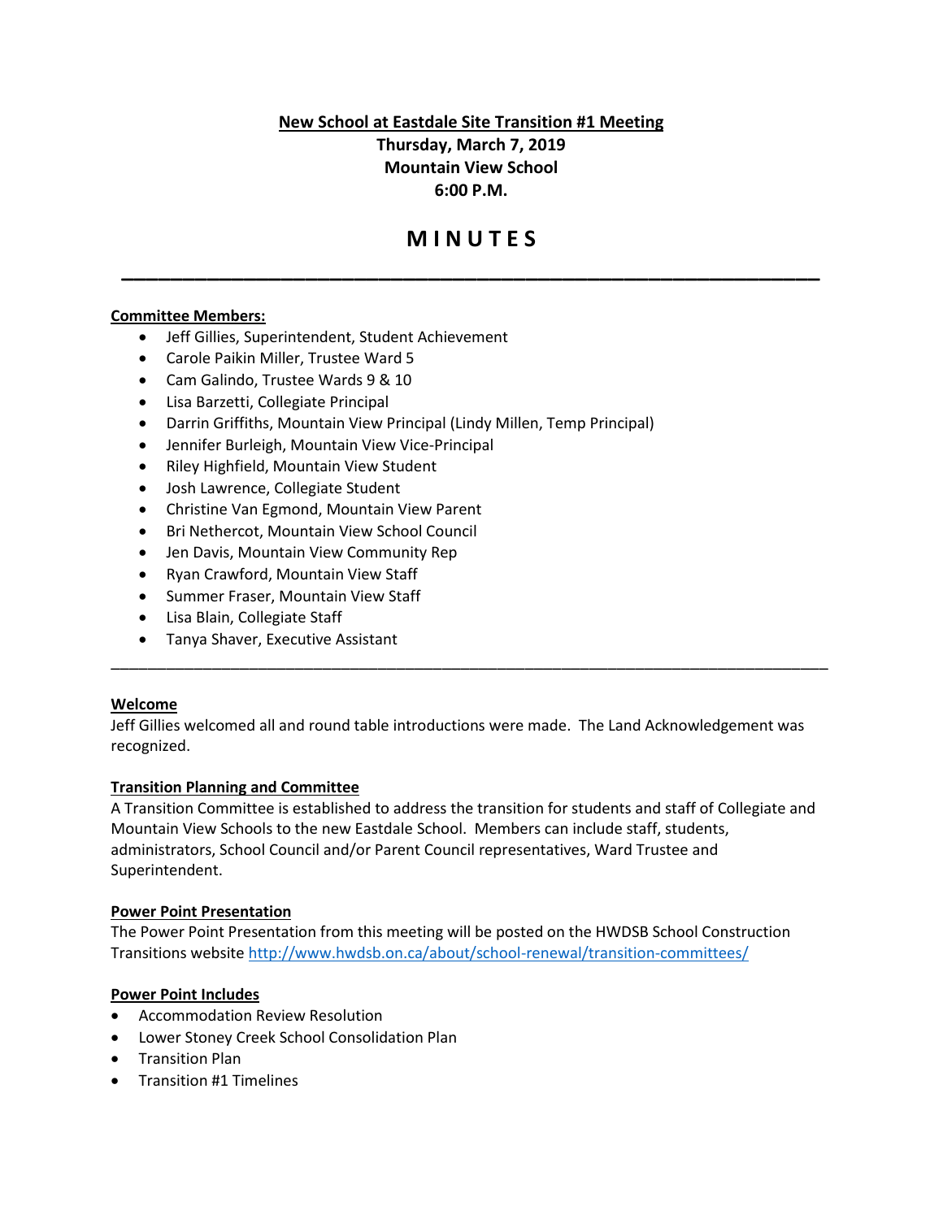# New School at Eastdale Site Transition #1 Meeting

**Thursday, March 7, 2019**
**Mountain View School**
**6:00 P.M.**

# M I N U T E S

---

**Committee Members:**

- Jeff Gillies, Superintendent, Student Achievement
- Carole Paikin Miller, Trustee Ward 5
- Cam Galindo, Trustee Wards 9 & 10
- Lisa Barzetti, Collegiate Principal
- Darrin Griffiths, Mountain View Principal (Lindy Millen, Temp Principal)
- Jennifer Burleigh, Mountain View Vice-Principal
- Riley Highfield, Mountain View Student
- Josh Lawrence, Collegiate Student
- Christine Van Egmond, Mountain View Parent
- Bri Nethercot, Mountain View School Council
- Jen Davis, Mountain View Community Rep
- Ryan Crawford, Mountain View Staff
- Summer Fraser, Mountain View Staff
- Lisa Blain, Collegiate Staff
- Tanya Shaver, Executive Assistant

---

**Welcome**

Jeff Gillies welcomed all and round table introductions were made. The Land Acknowledgement was recognized.

**Transition Planning and Committee**

A Transition Committee is established to address the transition for students and staff of Collegiate and Mountain View Schools to the new Eastdale School. Members can include staff, students, administrators, School Council and/or Parent Council representatives, Ward Trustee and Superintendent.

**Power Point Presentation**

The Power Point Presentation from this meeting will be posted on the HWDSB School Construction Transitions website http://www.hwdsb.on.ca/about/school-renewal/transition-committees/

**Power Point Includes**

- Accommodation Review Resolution
- Lower Stoney Creek School Consolidation Plan
- Transition Plan
- Transition #1 Timelines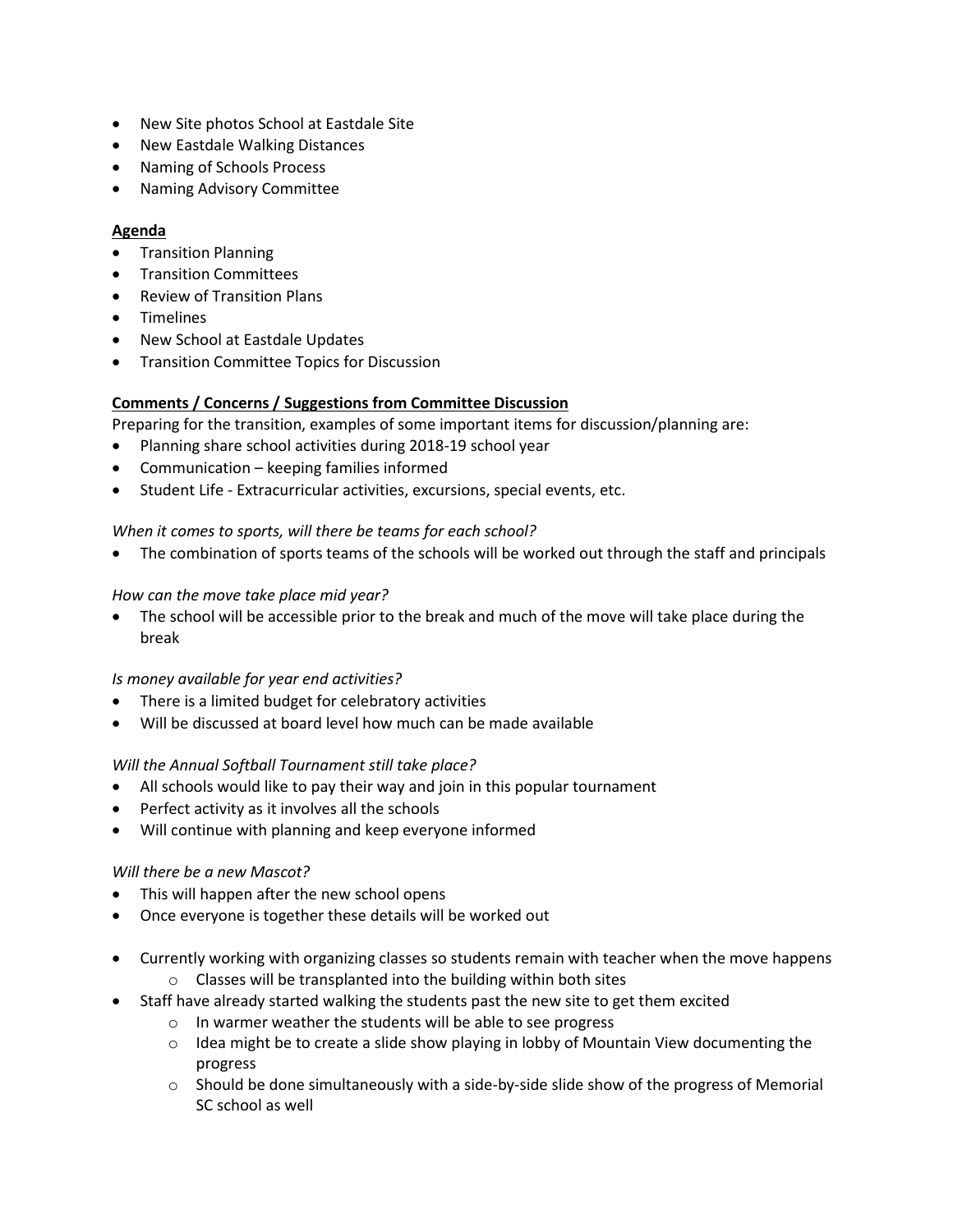- New Site photos School at Eastdale Site
- New Eastdale Walking Distances
- Naming of Schools Process
- Naming Advisory Committee

**Agenda**

- Transition Planning
- Transition Committees
- Review of Transition Plans
- Timelines
- New School at Eastdale Updates
- Transition Committee Topics for Discussion

**Comments / Concerns / Suggestions from Committee Discussion**

Preparing for the transition, examples of some important items for discussion/planning are:

- Planning share school activities during 2018-19 school year
- Communication – keeping families informed
- Student Life - Extracurricular activities, excursions, special events, etc.

*When it comes to sports, will there be teams for each school?*

- The combination of sports teams of the schools will be worked out through the staff and principals

*How can the move take place mid year?*

- The school will be accessible prior to the break and much of the move will take place during the break

*Is money available for year end activities?*

- There is a limited budget for celebratory activities
- Will be discussed at board level how much can be made available

*Will the Annual Softball Tournament still take place?*

- All schools would like to pay their way and join in this popular tournament
- Perfect activity as it involves all the schools
- Will continue with planning and keep everyone informed

*Will there be a new Mascot?*

- This will happen after the new school opens
- Once everyone is together these details will be worked out

- Currently working with organizing classes so students remain with teacher when the move happens
    - Classes will be transplanted into the building within both sites
- Staff have already started walking the students past the new site to get them excited
    - In warmer weather the students will be able to see progress
    - Idea might be to create a slide show playing in lobby of Mountain View documenting the progress
    - Should be done simultaneously with a side-by-side slide show of the progress of Memorial SC school as well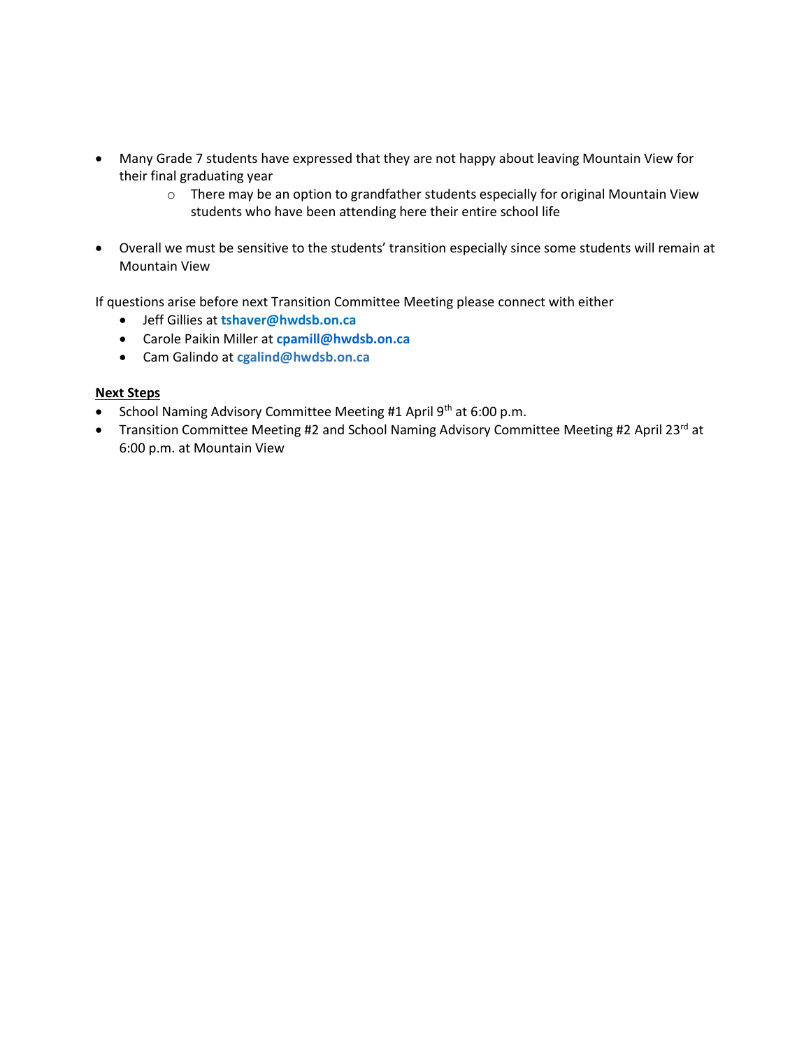- Many Grade 7 students have expressed that they are not happy about leaving Mountain View for their final graduating year
    - There may be an option to grandfather students especially for original Mountain View students who have been attending here their entire school life

- Overall we must be sensitive to the students' transition especially since some students will remain at Mountain View

If questions arise before next Transition Committee Meeting please connect with either

- Jeff Gillies at **tshaver@hwdsb.on.ca**
- Carole Paikin Miller at **cpamill@hwdsb.on.ca**
- Cam Galindo at **cgalind@hwdsb.on.ca**

**Next Steps**

- School Naming Advisory Committee Meeting #1 April 9th at 6:00 p.m.
- Transition Committee Meeting #2 and School Naming Advisory Committee Meeting #2 April 23rd at 6:00 p.m. at Mountain View